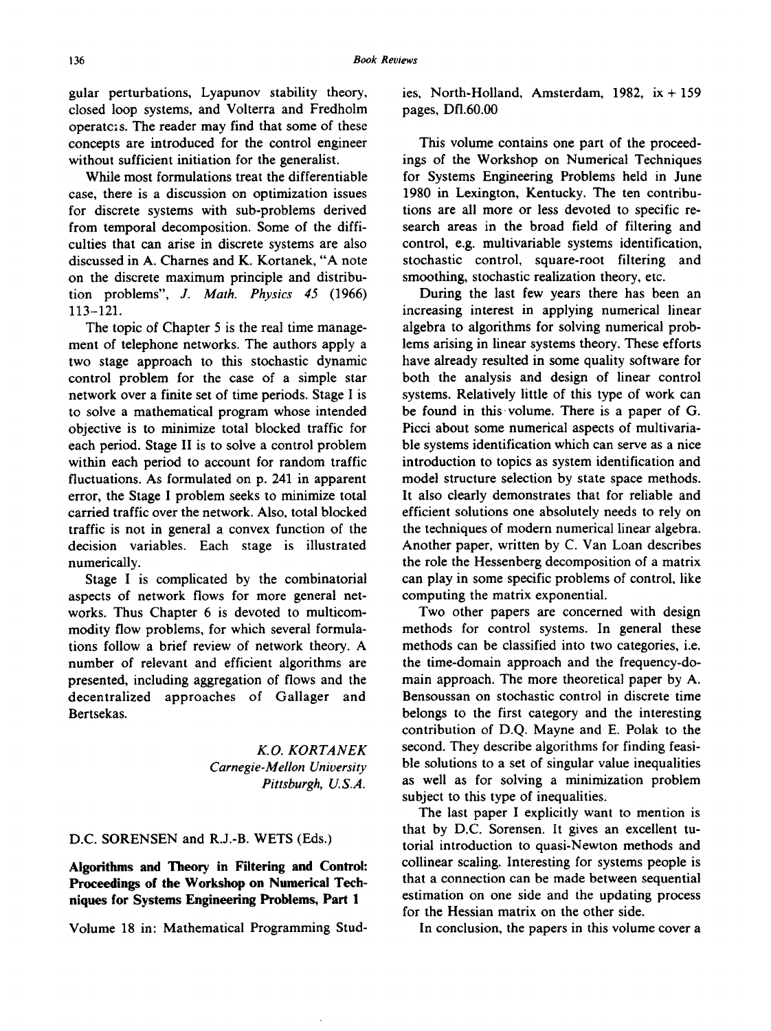gular perturbations, Lyapunov stability theory, closed loop systems, and Volterra and Fredholm operators. The reader may find that some of these concepts are introduced for the control engineer without sufficient initiation for the generalist.

While most formulations treat the differentiable case, there is a discussion on optimization issues for discrete systems with sub-problems derived from temporal decomposition. Some of the difficulties that can arise in discrete systems are also discussed in A. Charnes and K. Kortanek, "A note on the discrete maximum principle and distribution problems", *J. Math. Physics 45* (1966) 113–121.

The topic of Chapter 5 is the real time management of telephone networks. The authors apply a two stage approach to this stochastic dynamic control problem for the case of a simple star network over a finite set of time periods. Stage I is to solve a mathematical program whose intended objective is to minimize total blocked traffic for each period. Stage II is to solve a control problem within each period to account for random traffic fluctuations. As formulated on p. 241 in apparent error, the Stage I problem seeks to minimize total carried traffic over the network. Also, total blocked traffic is not in general a convex function of the decision variables. Each stage is illustrated numerically.

Stage I is complicated by the combinatorial aspects of network flows for more general networks. Thus Chapter 6 is devoted to multicommodity flow problems, for which several formulations follow a brief review of network theory. A number of relevant and efficient algorithms are presented, including aggregation of flows and the decentralized approaches of Gallager and Bertsekas.

*K.O. KORTANEK*
*Carnegie-Mellon University*
*Pittsburgh, U.S.A.*

D.C. SORENSEN and R.J.-B. WETS (Eds.)

**Algorithms and Theory in Filtering and Control: Proceedings of the Workshop on Numerical Techniques for Systems Engineering Problems, Part 1**

Volume 18 in: Mathematical Programming Studies, North-Holland, Amsterdam, 1982, ix + 159 pages, Dfl.60.00

This volume contains one part of the proceedings of the Workshop on Numerical Techniques for Systems Engineering Problems held in June 1980 in Lexington, Kentucky. The ten contributions are all more or less devoted to specific research areas in the broad field of filtering and control, e.g. multivariable systems identification, stochastic control, square-root filtering and smoothing, stochastic realization theory, etc.

During the last few years there has been an increasing interest in applying numerical linear algebra to algorithms for solving numerical problems arising in linear systems theory. These efforts have already resulted in some quality software for both the analysis and design of linear control systems. Relatively little of this type of work can be found in this volume. There is a paper of G. Picci about some numerical aspects of multivariable systems identification which can serve as a nice introduction to topics as system identification and model structure selection by state space methods. It also clearly demonstrates that for reliable and efficient solutions one absolutely needs to rely on the techniques of modern numerical linear algebra. Another paper, written by C. Van Loan describes the role the Hessenberg decomposition of a matrix can play in some specific problems of control, like computing the matrix exponential.

Two other papers are concerned with design methods for control systems. In general these methods can be classified into two categories, i.e. the time-domain approach and the frequency-domain approach. The more theoretical paper by A. Bensoussan on stochastic control in discrete time belongs to the first category and the interesting contribution of D.Q. Mayne and E. Polak to the second. They describe algorithms for finding feasible solutions to a set of singular value inequalities as well as for solving a minimization problem subject to this type of inequalities.

The last paper I explicitly want to mention is that by D.C. Sorensen. It gives an excellent tutorial introduction to quasi-Newton methods and collinear scaling. Interesting for systems people is that a connection can be made between sequential estimation on one side and the updating process for the Hessian matrix on the other side.

In conclusion, the papers in this volume cover a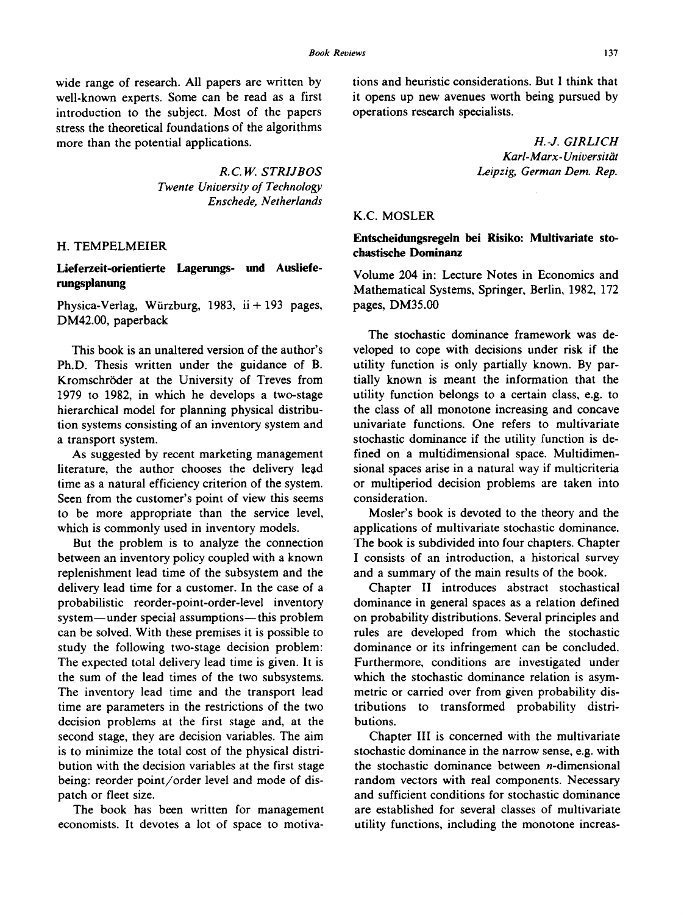wide range of research. All papers are written by well-known experts. Some can be read as a first introduction to the subject. Most of the papers stress the theoretical foundations of the algorithms more than the potential applications.

*R.C.W. STRIJBOS*
*Twente University of Technology*
*Enschede, Netherlands*

## H. TEMPELMEIER

### Lieferzeit-orientierte Lagerungs- und Auslieferungsplanung

Physica-Verlag, Würzburg, 1983, ii + 193 pages, DM42.00, paperback

This book is an unaltered version of the author's Ph.D. Thesis written under the guidance of B. Kromschröder at the University of Treves from 1979 to 1982, in which he develops a two-stage hierarchical model for planning physical distribution systems consisting of an inventory system and a transport system.

As suggested by recent marketing management literature, the author chooses the delivery lead time as a natural efficiency criterion of the system. Seen from the customer's point of view this seems to be more appropriate than the service level, which is commonly used in inventory models.

But the problem is to analyze the connection between an inventory policy coupled with a known replenishment lead time of the subsystem and the delivery lead time for a customer. In the case of a probabilistic reorder-point-order-level inventory system—under special assumptions—this problem can be solved. With these premises it is possible to study the following two-stage decision problem: The expected total delivery lead time is given. It is the sum of the lead times of the two subsystems. The inventory lead time and the transport lead time are parameters in the restrictions of the two decision problems at the first stage and, at the second stage, they are decision variables. The aim is to minimize the total cost of the physical distribution with the decision variables at the first stage being: reorder point/order level and mode of dispatch or fleet size.

The book has been written for management economists. It devotes a lot of space to motivations and heuristic considerations. But I think that it opens up new avenues worth being pursued by operations research specialists.

*H.-J. GIRLICH*
*Karl-Marx-Universität*
*Leipzig, German Dem. Rep.*

## K.C. MOSLER

### Entscheidungsregeln bei Risiko: Multivariate stochastische Dominanz

Volume 204 in: Lecture Notes in Economics and Mathematical Systems, Springer, Berlin, 1982, 172 pages, DM35.00

The stochastic dominance framework was developed to cope with decisions under risk if the utility function is only partially known. By partially known is meant the information that the utility function belongs to a certain class, e.g. to the class of all monotone increasing and concave univariate functions. One refers to multivariate stochastic dominance if the utility function is defined on a multidimensional space. Multidimensional spaces arise in a natural way if multicriteria or multiperiod decision problems are taken into consideration.

Mosler's book is devoted to the theory and the applications of multivariate stochastic dominance. The book is subdivided into four chapters. Chapter I consists of an introduction, a historical survey and a summary of the main results of the book.

Chapter II introduces abstract stochastical dominance in general spaces as a relation defined on probability distributions. Several principles and rules are developed from which the stochastic dominance or its infringement can be concluded. Furthermore, conditions are investigated under which the stochastic dominance relation is asymmetric or carried over from given probability distributions to transformed probability distributions.

Chapter III is concerned with the multivariate stochastic dominance in the narrow sense, e.g. with the stochastic dominance between $n$-dimensional random vectors with real components. Necessary and sufficient conditions for stochastic dominance are established for several classes of multivariate utility functions, including the monotone increas-